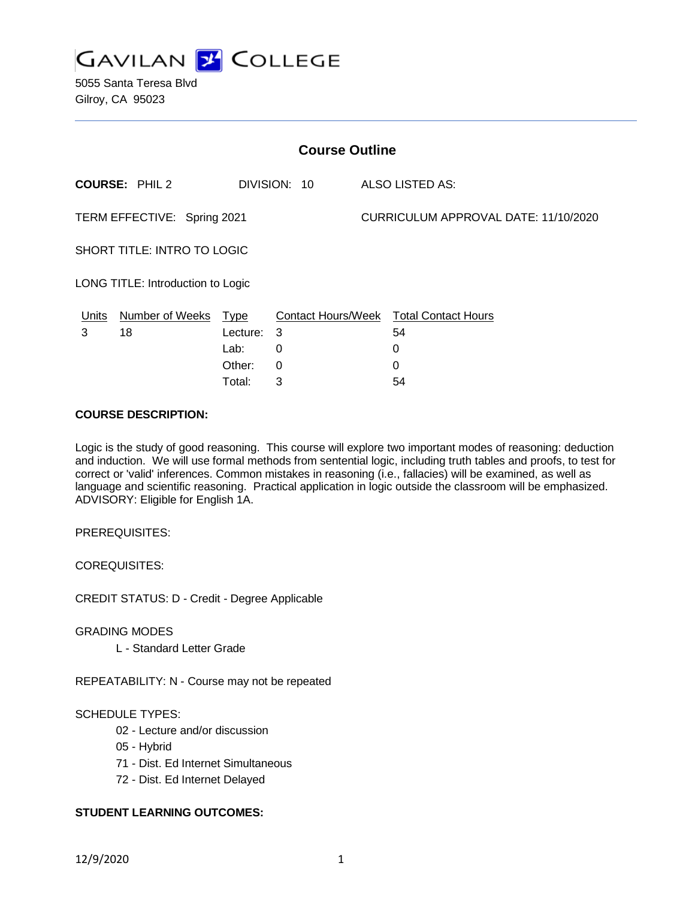# GAVILAN COLLEGE

5055 Santa Teresa Blvd
Gilroy, CA 95023

## Course Outline

**COURSE:** PHIL 2 DIVISION: 10 ALSO LISTED AS:

TERM EFFECTIVE: Spring 2021 CURRICULUM APPROVAL DATE: 11/10/2020

SHORT TITLE: INTRO TO LOGIC

LONG TITLE: Introduction to Logic

| Units | Number of Weeks | Type | Contact Hours/Week | Total Contact Hours |
|---|---|---|---|---|
| 3 | 18 | Lecture: | 3 | 54 |
| | | Lab: | 0 | 0 |
| | | Other: | 0 | 0 |
| | | Total: | 3 | 54 |

**COURSE DESCRIPTION:**

Logic is the study of good reasoning. This course will explore two important modes of reasoning: deduction and induction. We will use formal methods from sentential logic, including truth tables and proofs, to test for correct or 'valid' inferences. Common mistakes in reasoning (i.e., fallacies) will be examined, as well as language and scientific reasoning. Practical application in logic outside the classroom will be emphasized. ADVISORY: Eligible for English 1A.

PREREQUISITES:

COREQUISITES:

CREDIT STATUS: D - Credit - Degree Applicable

GRADING MODES

- L - Standard Letter Grade

REPEATABILITY: N - Course may not be repeated

SCHEDULE TYPES:

- 02 - Lecture and/or discussion
- 05 - Hybrid
- 71 - Dist. Ed Internet Simultaneous
- 72 - Dist. Ed Internet Delayed

**STUDENT LEARNING OUTCOMES:**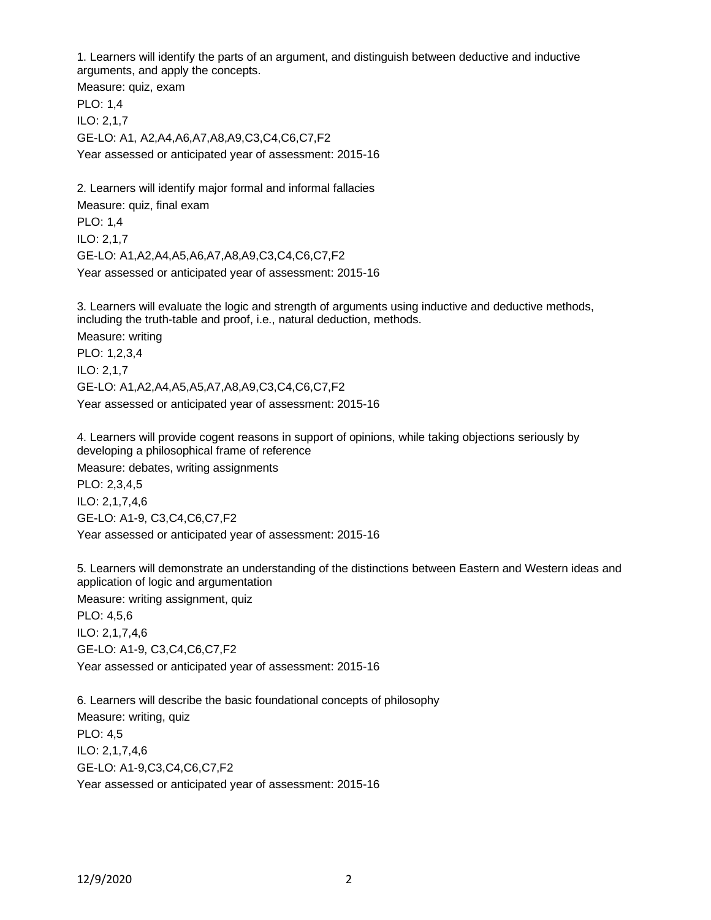1. Learners will identify the parts of an argument, and distinguish between deductive and inductive arguments, and apply the concepts.

Measure: quiz, exam

PLO: 1,4

ILO: 2,1,7

GE-LO: A1, A2,A4,A6,A7,A8,A9,C3,C4,C6,C7,F2

Year assessed or anticipated year of assessment: 2015-16

2. Learners will identify major formal and informal fallacies

Measure: quiz, final exam

PLO: 1,4

ILO: 2,1,7

GE-LO: A1,A2,A4,A5,A6,A7,A8,A9,C3,C4,C6,C7,F2

Year assessed or anticipated year of assessment: 2015-16

3. Learners will evaluate the logic and strength of arguments using inductive and deductive methods, including the truth-table and proof, i.e., natural deduction, methods.

Measure: writing

PLO: 1,2,3,4

ILO: 2,1,7

GE-LO: A1,A2,A4,A5,A5,A7,A8,A9,C3,C4,C6,C7,F2

Year assessed or anticipated year of assessment: 2015-16

4. Learners will provide cogent reasons in support of opinions, while taking objections seriously by developing a philosophical frame of reference

Measure: debates, writing assignments

PLO: 2,3,4,5

ILO: 2,1,7,4,6

GE-LO: A1-9, C3,C4,C6,C7,F2

Year assessed or anticipated year of assessment: 2015-16

5. Learners will demonstrate an understanding of the distinctions between Eastern and Western ideas and application of logic and argumentation

Measure: writing assignment, quiz

PLO: 4,5,6

ILO: 2,1,7,4,6

GE-LO: A1-9, C3,C4,C6,C7,F2

Year assessed or anticipated year of assessment: 2015-16

6. Learners will describe the basic foundational concepts of philosophy

Measure: writing, quiz

PLO: 4,5

ILO: 2,1,7,4,6

GE-LO: A1-9,C3,C4,C6,C7,F2

Year assessed or anticipated year of assessment: 2015-16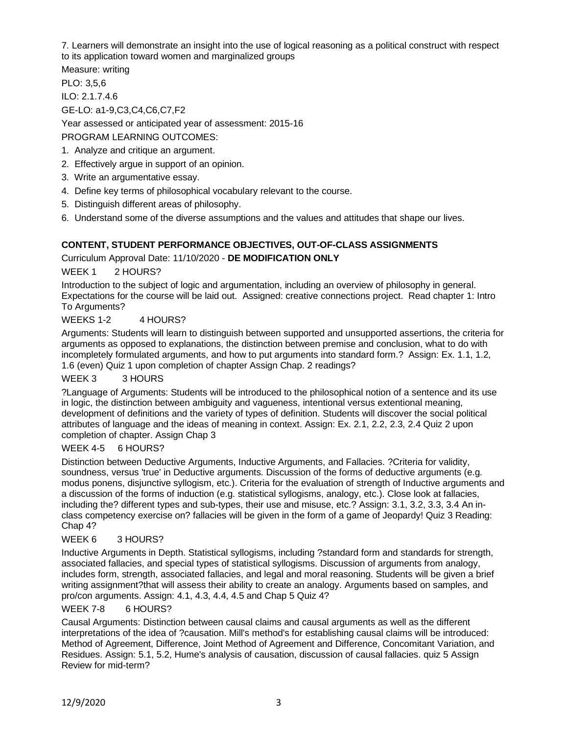7. Learners will demonstrate an insight into the use of logical reasoning as a political construct with respect to its application toward women and marginalized groups

Measure: writing

PLO: 3,5,6

ILO: 2.1.7.4.6

GE-LO: a1-9,C3,C4,C6,C7,F2

Year assessed or anticipated year of assessment: 2015-16

PROGRAM LEARNING OUTCOMES:

1. Analyze and critique an argument.
2. Effectively argue in support of an opinion.
3. Write an argumentative essay.
4. Define key terms of philosophical vocabulary relevant to the course.
5. Distinguish different areas of philosophy.
6. Understand some of the diverse assumptions and the values and attitudes that shape our lives.

## CONTENT, STUDENT PERFORMANCE OBJECTIVES, OUT-OF-CLASS ASSIGNMENTS

Curriculum Approval Date: 11/10/2020 - **DE MODIFICATION ONLY**

WEEK 1 2 HOURS?

Introduction to the subject of logic and argumentation, including an overview of philosophy in general. Expectations for the course will be laid out. Assigned: creative connections project. Read chapter 1: Intro To Arguments?

WEEKS 1-2 4 HOURS?

Arguments: Students will learn to distinguish between supported and unsupported assertions, the criteria for arguments as opposed to explanations, the distinction between premise and conclusion, what to do with incompletely formulated arguments, and how to put arguments into standard form.? Assign: Ex. 1.1, 1.2, 1.6 (even) Quiz 1 upon completion of chapter Assign Chap. 2 readings?

WEEK 3 3 HOURS

?Language of Arguments: Students will be introduced to the philosophical notion of a sentence and its use in logic, the distinction between ambiguity and vagueness, intentional versus extentional meaning, development of definitions and the variety of types of definition. Students will discover the social political attributes of language and the ideas of meaning in context. Assign: Ex. 2.1, 2.2, 2.3, 2.4 Quiz 2 upon completion of chapter. Assign Chap 3

WEEK 4-5 6 HOURS?

Distinction between Deductive Arguments, Inductive Arguments, and Fallacies. ?Criteria for validity, soundness, versus 'true' in Deductive arguments. Discussion of the forms of deductive arguments (e.g. modus ponens, disjunctive syllogism, etc.). Criteria for the evaluation of strength of Inductive arguments and a discussion of the forms of induction (e.g. statistical syllogisms, analogy, etc.). Close look at fallacies, including the? different types and sub-types, their use and misuse, etc.? Assign: 3.1, 3.2, 3.3, 3.4 An in-class competency exercise on? fallacies will be given in the form of a game of Jeopardy! Quiz 3 Reading: Chap 4?

WEEK 6 3 HOURS?

Inductive Arguments in Depth. Statistical syllogisms, including ?standard form and standards for strength, associated fallacies, and special types of statistical syllogisms. Discussion of arguments from analogy, includes form, strength, associated fallacies, and legal and moral reasoning. Students will be given a brief writing assignment?that will assess their ability to create an analogy. Arguments based on samples, and pro/con arguments. Assign: 4.1, 4.3, 4.4, 4.5 and Chap 5 Quiz 4?

WEEK 7-8 6 HOURS?

Causal Arguments: Distinction between causal claims and causal arguments as well as the different interpretations of the idea of ?causation. Mill's method's for establishing causal claims will be introduced: Method of Agreement, Difference, Joint Method of Agreement and Difference, Concomitant Variation, and Residues. Assign: 5.1, 5.2, Hume's analysis of causation, discussion of causal fallacies. quiz 5 Assign Review for mid-term?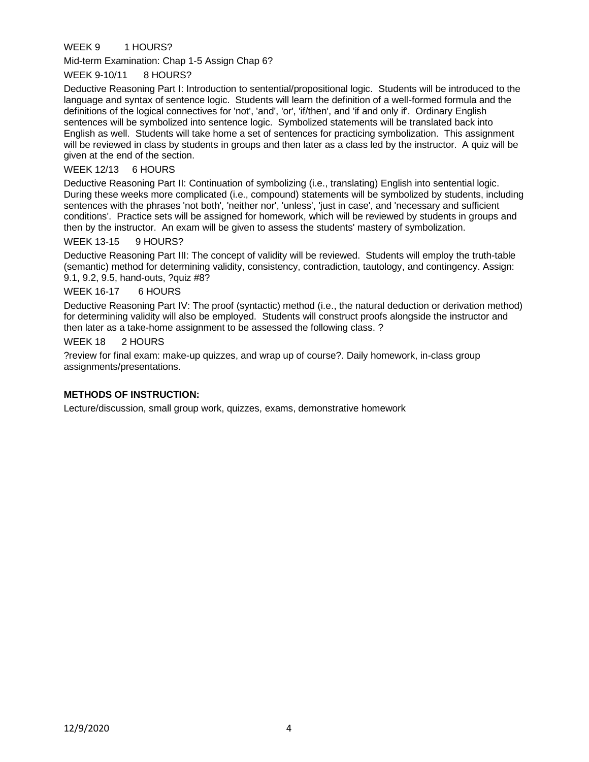WEEK 9 1 HOURS?

Mid-term Examination: Chap 1-5 Assign Chap 6?

WEEK 9-10/11 8 HOURS?

Deductive Reasoning Part I: Introduction to sentential/propositional logic. Students will be introduced to the language and syntax of sentence logic. Students will learn the definition of a well-formed formula and the definitions of the logical connectives for 'not', 'and', 'or', 'if/then', and 'if and only if'. Ordinary English sentences will be symbolized into sentence logic. Symbolized statements will be translated back into English as well. Students will take home a set of sentences for practicing symbolization. This assignment will be reviewed in class by students in groups and then later as a class led by the instructor. A quiz will be given at the end of the section.

WEEK 12/13 6 HOURS

Deductive Reasoning Part II: Continuation of symbolizing (i.e., translating) English into sentential logic. During these weeks more complicated (i.e., compound) statements will be symbolized by students, including sentences with the phrases 'not both', 'neither nor', 'unless', 'just in case', and 'necessary and sufficient conditions'. Practice sets will be assigned for homework, which will be reviewed by students in groups and then by the instructor. An exam will be given to assess the students' mastery of symbolization.

WEEK 13-15 9 HOURS?

Deductive Reasoning Part III: The concept of validity will be reviewed. Students will employ the truth-table (semantic) method for determining validity, consistency, contradiction, tautology, and contingency. Assign: 9.1, 9.2, 9.5, hand-outs, ?quiz #8?

WEEK 16-17 6 HOURS

Deductive Reasoning Part IV: The proof (syntactic) method (i.e., the natural deduction or derivation method) for determining validity will also be employed. Students will construct proofs alongside the instructor and then later as a take-home assignment to be assessed the following class. ?

WEEK 18 2 HOURS

?review for final exam: make-up quizzes, and wrap up of course?. Daily homework, in-class group assignments/presentations.

**METHODS OF INSTRUCTION:**

Lecture/discussion, small group work, quizzes, exams, demonstrative homework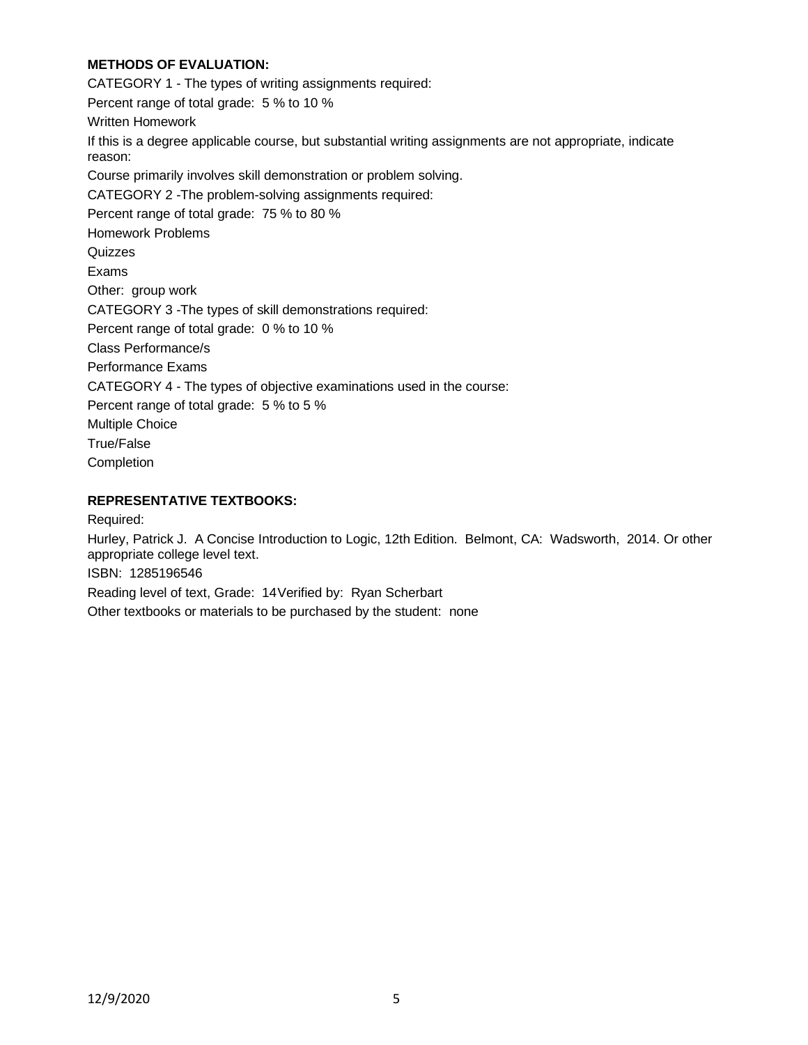**METHODS OF EVALUATION:**

CATEGORY 1 - The types of writing assignments required:

Percent range of total grade: 5 % to 10 %

Written Homework

If this is a degree applicable course, but substantial writing assignments are not appropriate, indicate reason:

Course primarily involves skill demonstration or problem solving.

CATEGORY 2 -The problem-solving assignments required:

Percent range of total grade: 75 % to 80 %

Homework Problems

Quizzes

Exams

Other: group work

CATEGORY 3 -The types of skill demonstrations required:

Percent range of total grade: 0 % to 10 %

Class Performance/s

Performance Exams

CATEGORY 4 - The types of objective examinations used in the course:

Percent range of total grade: 5 % to 5 %

Multiple Choice

True/False

Completion

**REPRESENTATIVE TEXTBOOKS:**

Required:

Hurley, Patrick J. A Concise Introduction to Logic, 12th Edition. Belmont, CA: Wadsworth, 2014. Or other appropriate college level text.

ISBN: 1285196546

Reading level of text, Grade: 14 Verified by: Ryan Scherbart

Other textbooks or materials to be purchased by the student: none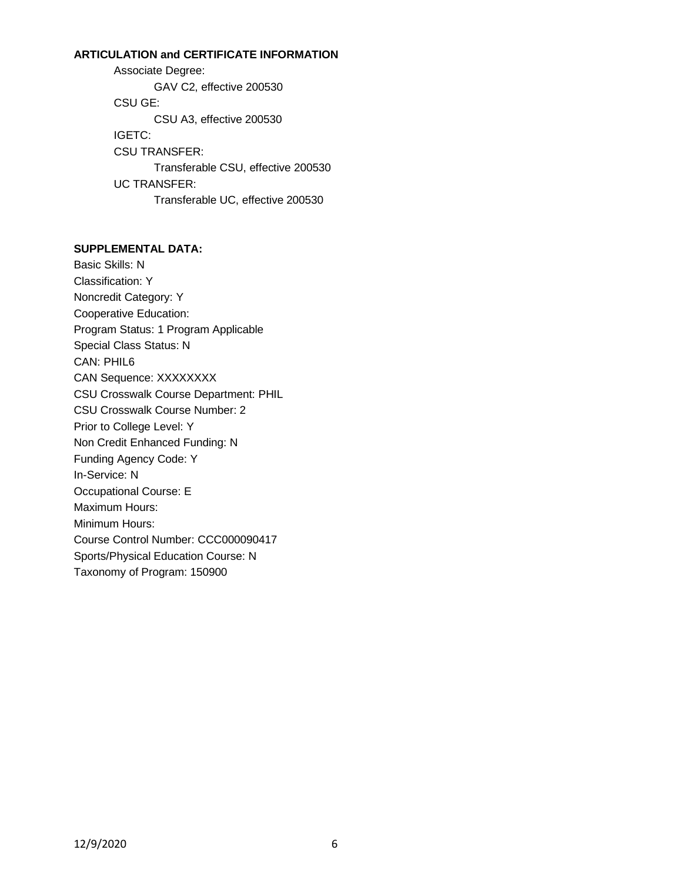**ARTICULATION and CERTIFICATE INFORMATION**

Associate Degree:

GAV C2, effective 200530

CSU GE:

CSU A3, effective 200530

IGETC:

CSU TRANSFER:

Transferable CSU, effective 200530

UC TRANSFER:

Transferable UC, effective 200530

**SUPPLEMENTAL DATA:**

Basic Skills: N
Classification: Y
Noncredit Category: Y
Cooperative Education:
Program Status: 1 Program Applicable
Special Class Status: N
CAN: PHIL6
CAN Sequence: XXXXXXXX
CSU Crosswalk Course Department: PHIL
CSU Crosswalk Course Number: 2
Prior to College Level: Y
Non Credit Enhanced Funding: N
Funding Agency Code: Y
In-Service: N
Occupational Course: E
Maximum Hours:
Minimum Hours:
Course Control Number: CCC000090417
Sports/Physical Education Course: N
Taxonomy of Program: 150900